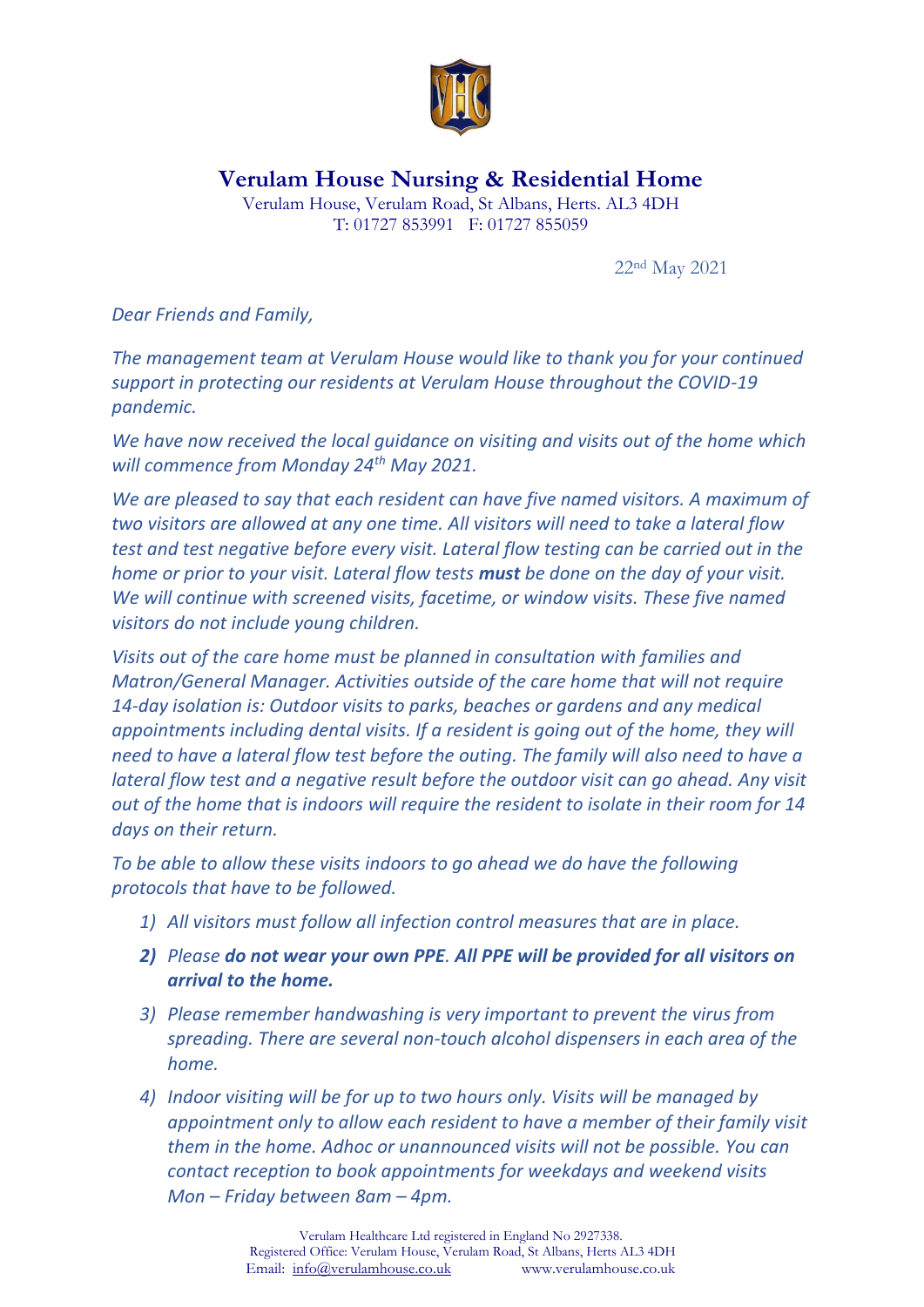# Verulam House Nursing & Residential Home

Verulam House, Verulam Road, St Albans, Herts. AL3 4DH
T: 01727 853991 F: 01727 855059

22nd May 2021

*Dear Friends and Family,*

*The management team at Verulam House would like to thank you for your continued support in protecting our residents at Verulam House throughout the COVID-19 pandemic.*

*We have now received the local guidance on visiting and visits out of the home which will commence from Monday 24th May 2021.*

*We are pleased to say that each resident can have five named visitors. A maximum of two visitors are allowed at any one time. All visitors will need to take a lateral flow test and test negative before every visit. Lateral flow testing can be carried out in the home or prior to your visit. Lateral flow tests **must** be done on the day of your visit. We will continue with screened visits, facetime, or window visits. These five named visitors do not include young children.*

*Visits out of the care home must be planned in consultation with families and Matron/General Manager. Activities outside of the care home that will not require 14-day isolation is: Outdoor visits to parks, beaches or gardens and any medical appointments including dental visits. If a resident is going out of the home, they will need to have a lateral flow test before the outing. The family will also need to have a lateral flow test and a negative result before the outdoor visit can go ahead. Any visit out of the home that is indoors will require the resident to isolate in their room for 14 days on their return.*

*To be able to allow these visits indoors to go ahead we do have the following protocols that have to be followed.*

1) *All visitors must follow all infection control measures that are in place.*
2) ***Please do not wear your own PPE. All PPE will be provided for all visitors on arrival to the home.***
3) *Please remember handwashing is very important to prevent the virus from spreading. There are several non-touch alcohol dispensers in each area of the home.*
4) *Indoor visiting will be for up to two hours only. Visits will be managed by appointment only to allow each resident to have a member of their family visit them in the home. Adhoc or unannounced visits will not be possible. You can contact reception to book appointments for weekdays and weekend visits Mon – Friday between 8am – 4pm.*

Verulam Healthcare Ltd registered in England No 2927338.
Registered Office: Verulam House, Verulam Road, St Albans, Herts AL3 4DH
Email: info@verulamhouse.co.uk www.verulamhouse.co.uk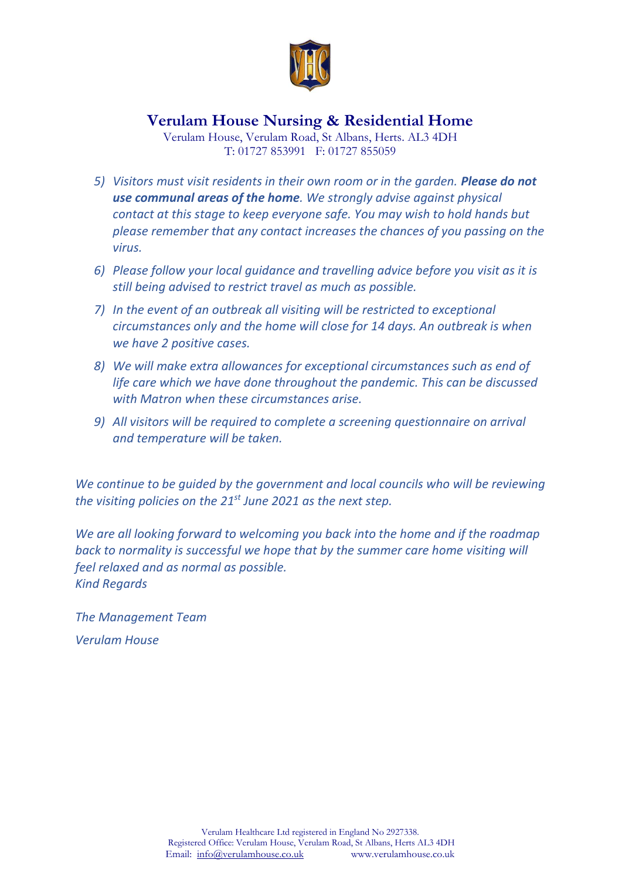# Verulam House Nursing & Residential Home

Verulam House, Verulam Road, St Albans, Herts. AL3 4DH
T: 01727 853991 F: 01727 855059

5) *Visitors must visit residents in their own room or in the garden.* ***Please do not use communal areas of the home****. We strongly advise against physical contact at this stage to keep everyone safe. You may wish to hold hands but please remember that any contact increases the chances of you passing on the virus.*
6) *Please follow your local guidance and travelling advice before you visit as it is still being advised to restrict travel as much as possible.*
7) *In the event of an outbreak all visiting will be restricted to exceptional circumstances only and the home will close for 14 days. An outbreak is when we have 2 positive cases.*
8) *We will make extra allowances for exceptional circumstances such as end of life care which we have done throughout the pandemic. This can be discussed with Matron when these circumstances arise.*
9) *All visitors will be required to complete a screening questionnaire on arrival and temperature will be taken.*

*We continue to be guided by the government and local councils who will be reviewing the visiting policies on the 21st June 2021 as the next step.*

*We are all looking forward to welcoming you back into the home and if the roadmap back to normality is successful we hope that by the summer care home visiting will feel relaxed and as normal as possible.*
*Kind Regards*

*The Management Team*

*Verulam House*

Verulam Healthcare Ltd registered in England No 2927338.
Registered Office: Verulam House, Verulam Road, St Albans, Herts AL3 4DH
Email: info@verulamhouse.co.uk www.verulamhouse.co.uk